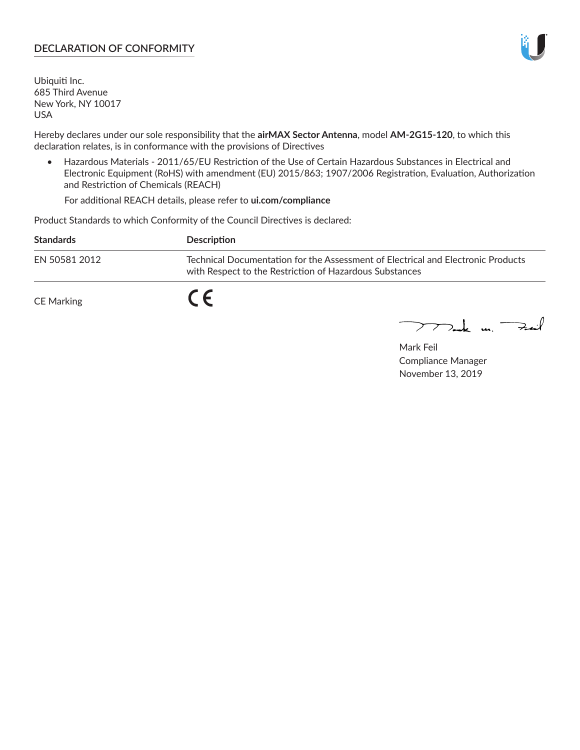## DECLARATION OF CONFORMITY

Ubiquiti Inc.
685 Third Avenue
New York, NY 10017
USA

Hereby declares under our sole responsibility that the **airMAX Sector Antenna**, model **AM-2G15-120**, to which this declaration relates, is in conformance with the provisions of Directives

- Hazardous Materials - 2011/65/EU Restriction of the Use of Certain Hazardous Substances in Electrical and Electronic Equipment (RoHS) with amendment (EU) 2015/863; 1907/2006 Registration, Evaluation, Authorization and Restriction of Chemicals (REACH)

  For additional REACH details, please refer to **ui.com/compliance**

Product Standards to which Conformity of the Council Directives is declared:

| Standards | Description |
|---|---|
| EN 50581 2012 | Technical Documentation for the Assessment of Electrical and Electronic Products with Respect to the Restriction of Hazardous Substances |

CE Marking CE

Mark Feil
Compliance Manager
November 13, 2019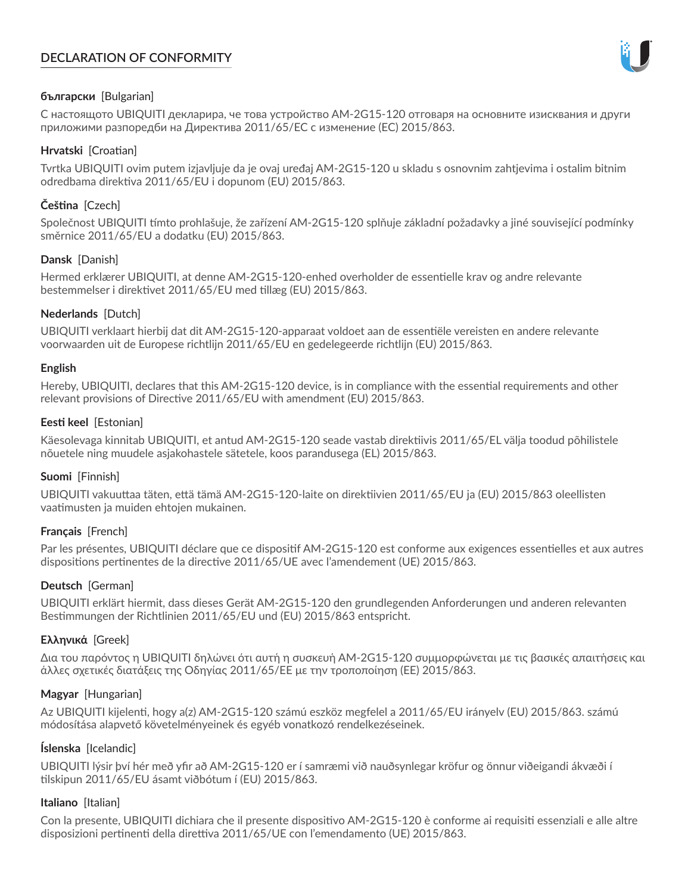# DECLARATION OF CONFORMITY

**български** [Bulgarian]

С настоящото UBIQUITI декларира, че това устройство AM-2G15-120 отговаря на основните изисквания и други приложими разпоредби на Директива 2011/65/ЕС с изменение (ЕС) 2015/863.

**Hrvatski** [Croatian]

Tvrtka UBIQUITI ovim putem izjavljuje da je ovaj uređaj AM-2G15-120 u skladu s osnovnim zahtjevima i ostalim bitnim odredbama direktiva 2011/65/EU i dopunom (EU) 2015/863.

**Čeština** [Czech]

Společnost UBIQUITI tímto prohlašuje, že zařízení AM-2G15-120 splňuje základní požadavky a jiné související podmínky směrnice 2011/65/EU a dodatku (EU) 2015/863.

**Dansk** [Danish]

Hermed erklærer UBIQUITI, at denne AM-2G15-120-enhed overholder de essentielle krav og andre relevante bestemmelser i direktivet 2011/65/EU med tillæg (EU) 2015/863.

**Nederlands** [Dutch]

UBIQUITI verklaart hierbij dat dit AM-2G15-120-apparaat voldoet aan de essentiële vereisten en andere relevante voorwaarden uit de Europese richtlijn 2011/65/EU en gedelegeerde richtlijn (EU) 2015/863.

**English**

Hereby, UBIQUITI, declares that this AM-2G15-120 device, is in compliance with the essential requirements and other relevant provisions of Directive 2011/65/EU with amendment (EU) 2015/863.

**Eesti keel** [Estonian]

Käesolevaga kinnitab UBIQUITI, et antud AM-2G15-120 seade vastab direktiivis 2011/65/EL välja toodud põhilistele nõuetele ning muudele asjakohastele sätetele, koos parandusega (EL) 2015/863.

**Suomi** [Finnish]

UBIQUITI vakuuttaa täten, että tämä AM-2G15-120-laite on direktiivien 2011/65/EU ja (EU) 2015/863 oleellisten vaatimusten ja muiden ehtojen mukainen.

**Français** [French]

Par les présentes, UBIQUITI déclare que ce dispositif AM-2G15-120 est conforme aux exigences essentielles et aux autres dispositions pertinentes de la directive 2011/65/UE avec l'amendement (UE) 2015/863.

**Deutsch** [German]

UBIQUITI erklärt hiermit, dass dieses Gerät AM-2G15-120 den grundlegenden Anforderungen und anderen relevanten Bestimmungen der Richtlinien 2011/65/EU und (EU) 2015/863 entspricht.

**Ελληνικά** [Greek]

Δια του παρόντος η UBIQUITI δηλώνει ότι αυτή η συσκευή AM-2G15-120 συμμορφώνεται με τις βασικές απαιτήσεις και άλλες σχετικές διατάξεις της Οδηγίας 2011/65/ΕΕ με την τροποποίηση (ΕΕ) 2015/863.

**Magyar** [Hungarian]

Az UBIQUITI kijelenti, hogy a(z) AM-2G15-120 számú eszköz megfelel a 2011/65/EU irányelv (EU) 2015/863. számú módosítása alapvető követelményeinek és egyéb vonatkozó rendelkezéseinek.

**Íslenska** [Icelandic]

UBIQUITI lýsir því hér með yfir að AM-2G15-120 er í samræmi við nauðsynlegar kröfur og önnur viðeigandi ákvæði í tilskipun 2011/65/EU ásamt viðbótum í (EU) 2015/863.

**Italiano** [Italian]

Con la presente, UBIQUITI dichiara che il presente dispositivo AM-2G15-120 è conforme ai requisiti essenziali e alle altre disposizioni pertinenti della direttiva 2011/65/UE con l'emendamento (UE) 2015/863.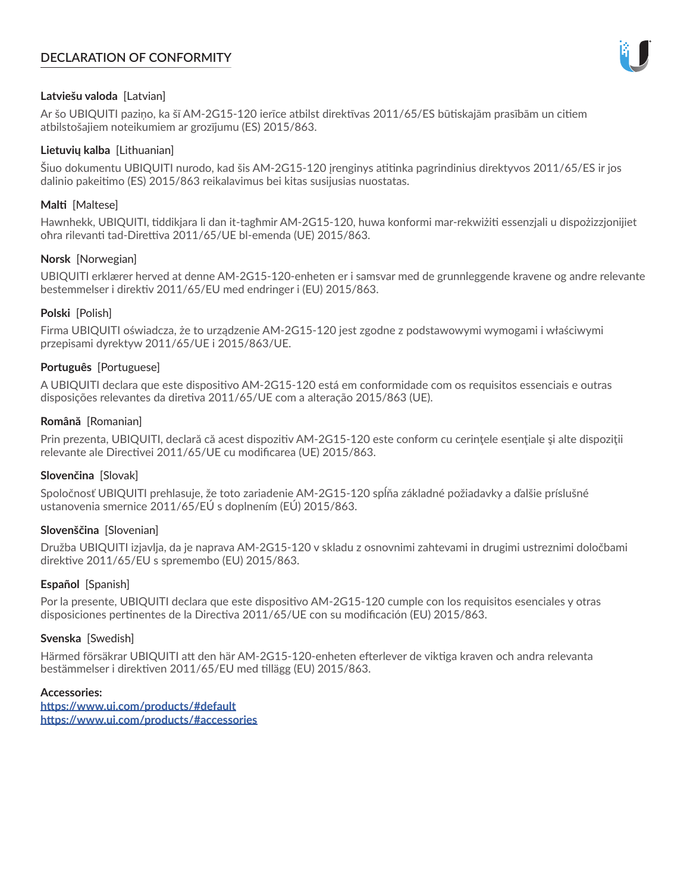## DECLARATION OF CONFORMITY

**Latviešu valoda** [Latvian]

Ar šo UBIQUITI paziņo, ka šī AM-2G15-120 ierīce atbilst direktīvas 2011/65/ES būtiskajām prasībām un citiem atbilstošajiem noteikumiem ar grozījumu (ES) 2015/863.

**Lietuvių kalba** [Lithuanian]

Šiuo dokumentu UBIQUITI nurodo, kad šis AM-2G15-120 įrenginys atitinka pagrindinius direktyvos 2011/65/ES ir jos dalinio pakeitimo (ES) 2015/863 reikalavimus bei kitas susijusias nuostatas.

**Malti** [Maltese]

Hawnhekk, UBIQUITI, tiddikjara li dan it-tagħmir AM-2G15-120, huwa konformi mar-rekwiżiti essenzjali u dispożizzjonijiet oħra rilevanti tad-Direttiva 2011/65/UE bl-emenda (UE) 2015/863.

**Norsk** [Norwegian]

UBIQUITI erklærer herved at denne AM-2G15-120-enheten er i samsvar med de grunnleggende kravene og andre relevante bestemmelser i direktiv 2011/65/EU med endringer i (EU) 2015/863.

**Polski** [Polish]

Firma UBIQUITI oświadcza, że to urządzenie AM-2G15-120 jest zgodne z podstawowymi wymogami i właściwymi przepisami dyrektyw 2011/65/UE i 2015/863/UE.

**Português** [Portuguese]

A UBIQUITI declara que este dispositivo AM-2G15-120 está em conformidade com os requisitos essenciais e outras disposições relevantes da diretiva 2011/65/UE com a alteração 2015/863 (UE).

**Română** [Romanian]

Prin prezenta, UBIQUITI, declară că acest dispozitiv AM-2G15-120 este conform cu cerinţele esenţiale şi alte dispoziţii relevante ale Directivei 2011/65/UE cu modificarea (UE) 2015/863.

**Slovenčina** [Slovak]

Spoločnosť UBIQUITI prehlasuje, že toto zariadenie AM-2G15-120 spĺňa základné požiadavky a ďalšie príslušné ustanovenia smernice 2011/65/EÚ s doplnením (EÚ) 2015/863.

**Slovenščina** [Slovenian]

Družba UBIQUITI izjavlja, da je naprava AM-2G15-120 v skladu z osnovnimi zahtevami in drugimi ustreznimi določbami direktive 2011/65/EU s spremembo (EU) 2015/863.

**Español** [Spanish]

Por la presente, UBIQUITI declara que este dispositivo AM-2G15-120 cumple con los requisitos esenciales y otras disposiciones pertinentes de la Directiva 2011/65/UE con su modificación (EU) 2015/863.

**Svenska** [Swedish]

Härmed försäkrar UBIQUITI att den här AM-2G15-120-enheten efterlever de viktiga kraven och andra relevanta bestämmelser i direktiven 2011/65/EU med tillägg (EU) 2015/863.

**Accessories:**
**https://www.ui.com/products/#default**
**https://www.ui.com/products/#accessories**